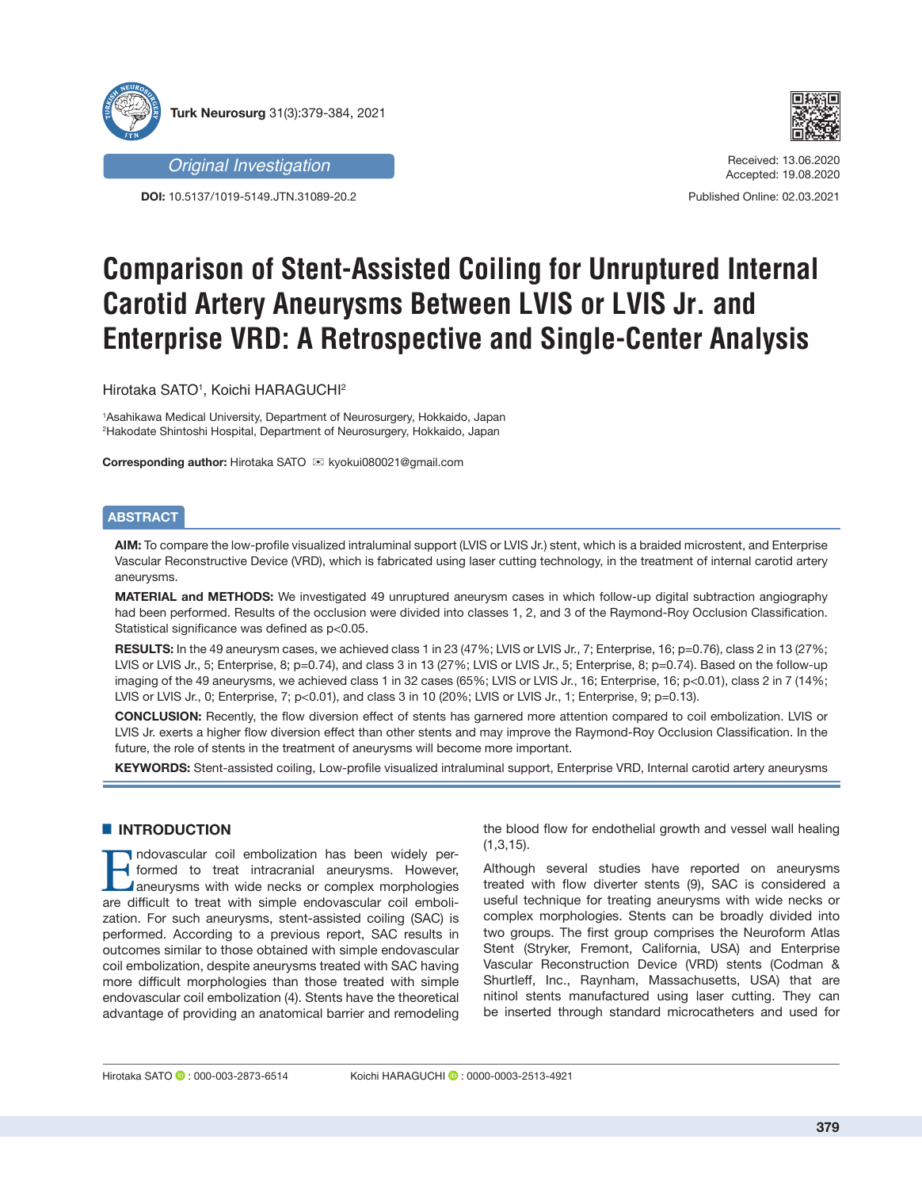**Turk Neurosurg** 31(3):379-384, 2021

*Original Investigation*

**DOI:** 10.5137/1019-5149.JTN.31089-20.2

Received: 13.06.2020
Accepted: 19.08.2020

Published Online: 02.03.2021

# Comparison of Stent-Assisted Coiling for Unruptured Internal Carotid Artery Aneurysms Between LVIS or LVIS Jr. and Enterprise VRD: A Retrospective and Single-Center Analysis

Hirotaka SATO[1], Koichi HARAGUCHI[2]

[1]Asahikawa Medical University, Department of Neurosurgery, Hokkaido, Japan
[2]Hakodate Shintoshi Hospital, Department of Neurosurgery, Hokkaido, Japan

**Corresponding author:** Hirotaka SATO ✉ kyokui080021@gmail.com

## ABSTRACT

**AIM:** To compare the low-profile visualized intraluminal support (LVIS or LVIS Jr.) stent, which is a braided microstent, and Enterprise Vascular Reconstructive Device (VRD), which is fabricated using laser cutting technology, in the treatment of internal carotid artery aneurysms.

**MATERIAL and METHODS:** We investigated 49 unruptured aneurysm cases in which follow-up digital subtraction angiography had been performed. Results of the occlusion were divided into classes 1, 2, and 3 of the Raymond-Roy Occlusion Classification. Statistical significance was defined as $p<0.05$.

**RESULTS:** In the 49 aneurysm cases, we achieved class 1 in 23 (47%; LVIS or LVIS Jr., 7; Enterprise, 16; $p=0.76$), class 2 in 13 (27%; LVIS or LVIS Jr., 5; Enterprise, 8; $p=0.74$), and class 3 in 13 (27%; LVIS or LVIS Jr., 5; Enterprise, 8; $p=0.74$). Based on the follow-up imaging of the 49 aneurysms, we achieved class 1 in 32 cases (65%; LVIS or LVIS Jr., 16; Enterprise, 16; $p<0.01$), class 2 in 7 (14%; LVIS or LVIS Jr., 0; Enterprise, 7; $p<0.01$), and class 3 in 10 (20%; LVIS or LVIS Jr., 1; Enterprise, 9; $p=0.13$).

**CONCLUSION:** Recently, the flow diversion effect of stents has garnered more attention compared to coil embolization. LVIS or LVIS Jr. exerts a higher flow diversion effect than other stents and may improve the Raymond-Roy Occlusion Classification. In the future, the role of stents in the treatment of aneurysms will become more important.

**KEYWORDS:** Stent-assisted coiling, Low-profile visualized intraluminal support, Enterprise VRD, Internal carotid artery aneurysms

## INTRODUCTION

Endovascular coil embolization has been widely performed to treat intracranial aneurysms. However, aneurysms with wide necks or complex morphologies are difficult to treat with simple endovascular coil embolization. For such aneurysms, stent-assisted coiling (SAC) is performed. According to a previous report, SAC results in outcomes similar to those obtained with simple endovascular coil embolization, despite aneurysms treated with SAC having more difficult morphologies than those treated with simple endovascular coil embolization (4). Stents have the theoretical advantage of providing an anatomical barrier and remodeling the blood flow for endothelial growth and vessel wall healing (1,3,15).

Although several studies have reported on aneurysms treated with flow diverter stents (9), SAC is considered a useful technique for treating aneurysms with wide necks or complex morphologies. Stents can be broadly divided into two groups. The first group comprises the Neuroform Atlas Stent (Stryker, Fremont, California, USA) and Enterprise Vascular Reconstruction Device (VRD) stents (Codman & Shurtleff, Inc., Raynham, Massachusetts, USA) that are nitinol stents manufactured using laser cutting. They can be inserted through standard microcatheters and used for

Hirotaka SATO : 000-003-2873-6514    Koichi HARAGUCHI : 0000-0003-2513-4921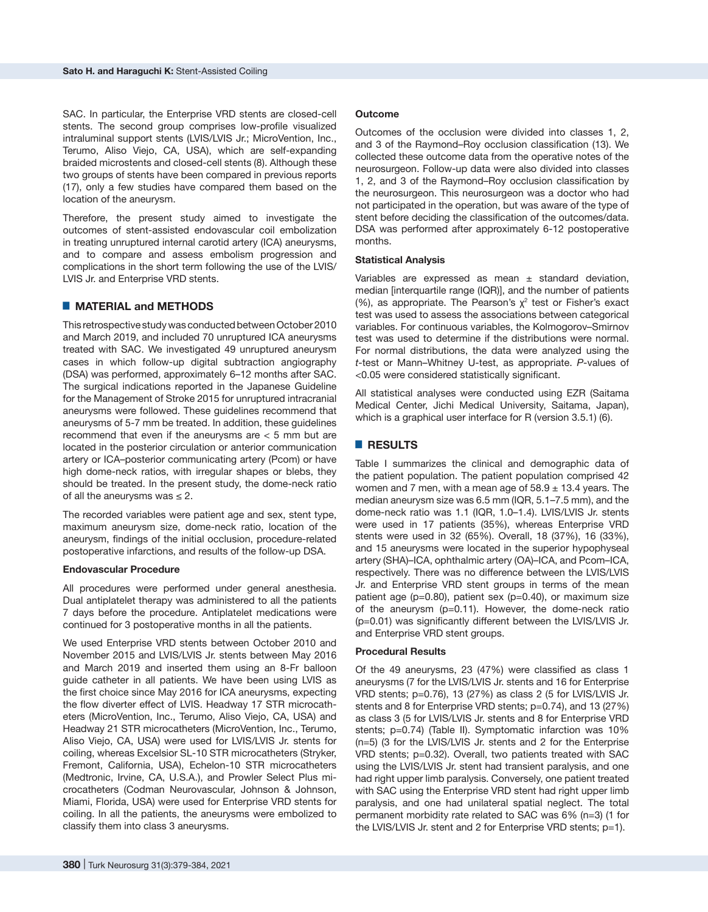SAC. In particular, the Enterprise VRD stents are closed-cell stents. The second group comprises low-profile visualized intraluminal support stents (LVIS/LVIS Jr.; MicroVention, Inc., Terumo, Aliso Viejo, CA, USA), which are self-expanding braided microstents and closed-cell stents (8). Although these two groups of stents have been compared in previous reports (17), only a few studies have compared them based on the location of the aneurysm.

Therefore, the present study aimed to investigate the outcomes of stent-assisted endovascular coil embolization in treating unruptured internal carotid artery (ICA) aneurysms, and to compare and assess embolism progression and complications in the short term following the use of the LVIS/LVIS Jr. and Enterprise VRD stents.

## MATERIAL and METHODS

This retrospective study was conducted between October 2010 and March 2019, and included 70 unruptured ICA aneurysms treated with SAC. We investigated 49 unruptured aneurysm cases in which follow-up digital subtraction angiography (DSA) was performed, approximately 6–12 months after SAC. The surgical indications reported in the Japanese Guideline for the Management of Stroke 2015 for unruptured intracranial aneurysms were followed. These guidelines recommend that aneurysms of 5-7 mm be treated. In addition, these guidelines recommend that even if the aneurysms are < 5 mm but are located in the posterior circulation or anterior communication artery or ICA–posterior communicating artery (Pcom) or have high dome-neck ratios, with irregular shapes or blebs, they should be treated. In the present study, the dome-neck ratio of all the aneurysms was ≤ 2.

The recorded variables were patient age and sex, stent type, maximum aneurysm size, dome-neck ratio, location of the aneurysm, findings of the initial occlusion, procedure-related postoperative infarctions, and results of the follow-up DSA.

### Endovascular Procedure

All procedures were performed under general anesthesia. Dual antiplatelet therapy was administered to all the patients 7 days before the procedure. Antiplatelet medications were continued for 3 postoperative months in all the patients.

We used Enterprise VRD stents between October 2010 and November 2015 and LVIS/LVIS Jr. stents between May 2016 and March 2019 and inserted them using an 8-Fr balloon guide catheter in all patients. We have been using LVIS as the first choice since May 2016 for ICA aneurysms, expecting the flow diverter effect of LVIS. Headway 17 STR microcatheters (MicroVention, Inc., Terumo, Aliso Viejo, CA, USA) and Headway 21 STR microcatheters (MicroVention, Inc., Terumo, Aliso Viejo, CA, USA) were used for LVIS/LVIS Jr. stents for coiling, whereas Excelsior SL-10 STR microcatheters (Stryker, Fremont, California, USA), Echelon-10 STR microcatheters (Medtronic, Irvine, CA, U.S.A.), and Prowler Select Plus microcatheters (Codman Neurovascular, Johnson & Johnson, Miami, Florida, USA) were used for Enterprise VRD stents for coiling. In all the patients, the aneurysms were embolized to classify them into class 3 aneurysms.

### Outcome

Outcomes of the occlusion were divided into classes 1, 2, and 3 of the Raymond–Roy occlusion classification (13). We collected these outcome data from the operative notes of the neurosurgeon. Follow-up data were also divided into classes 1, 2, and 3 of the Raymond–Roy occlusion classification by the neurosurgeon. This neurosurgeon was a doctor who had not participated in the operation, but was aware of the type of stent before deciding the classification of the outcomes/data. DSA was performed after approximately 6-12 postoperative months.

### Statistical Analysis

Variables are expressed as mean ± standard deviation, median [interquartile range (IQR)], and the number of patients (%), as appropriate. The Pearson's $\chi^2$ test or Fisher's exact test was used to assess the associations between categorical variables. For continuous variables, the Kolmogorov–Smirnov test was used to determine if the distributions were normal. For normal distributions, the data were analyzed using the *t*-test or Mann–Whitney U-test, as appropriate. *P*-values of <0.05 were considered statistically significant.

All statistical analyses were conducted using EZR (Saitama Medical Center, Jichi Medical University, Saitama, Japan), which is a graphical user interface for R (version 3.5.1) (6).

## RESULTS

Table I summarizes the clinical and demographic data of the patient population. The patient population comprised 42 women and 7 men, with a mean age of 58.9 ± 13.4 years. The median aneurysm size was 6.5 mm (IQR, 5.1–7.5 mm), and the dome-neck ratio was 1.1 (IQR, 1.0–1.4). LVIS/LVIS Jr. stents were used in 17 patients (35%), whereas Enterprise VRD stents were used in 32 (65%). Overall, 18 (37%), 16 (33%), and 15 aneurysms were located in the superior hypophyseal artery (SHA)–ICA, ophthalmic artery (OA)–ICA, and Pcom–ICA, respectively. There was no difference between the LVIS/LVIS Jr. and Enterprise VRD stent groups in terms of the mean patient age (p=0.80), patient sex (p=0.40), or maximum size of the aneurysm (p=0.11). However, the dome-neck ratio (p=0.01) was significantly different between the LVIS/LVIS Jr. and Enterprise VRD stent groups.

### Procedural Results

Of the 49 aneurysms, 23 (47%) were classified as class 1 aneurysms (7 for the LVIS/LVIS Jr. stents and 16 for Enterprise VRD stents; p=0.76), 13 (27%) as class 2 (5 for LVIS/LVIS Jr. stents and 8 for Enterprise VRD stents; p=0.74), and 13 (27%) as class 3 (5 for LVIS/LVIS Jr. stents and 8 for Enterprise VRD stents; p=0.74) (Table II). Symptomatic infarction was 10% (n=5) (3 for the LVIS/LVIS Jr. stents and 2 for the Enterprise VRD stents; p=0.32). Overall, two patients treated with SAC using the LVIS/LVIS Jr. stent had transient paralysis, and one had right upper limb paralysis. Conversely, one patient treated with SAC using the Enterprise VRD stent had right upper limb paralysis, and one had unilateral spatial neglect. The total permanent morbidity rate related to SAC was 6% (n=3) (1 for the LVIS/LVIS Jr. stent and 2 for Enterprise VRD stents; p=1).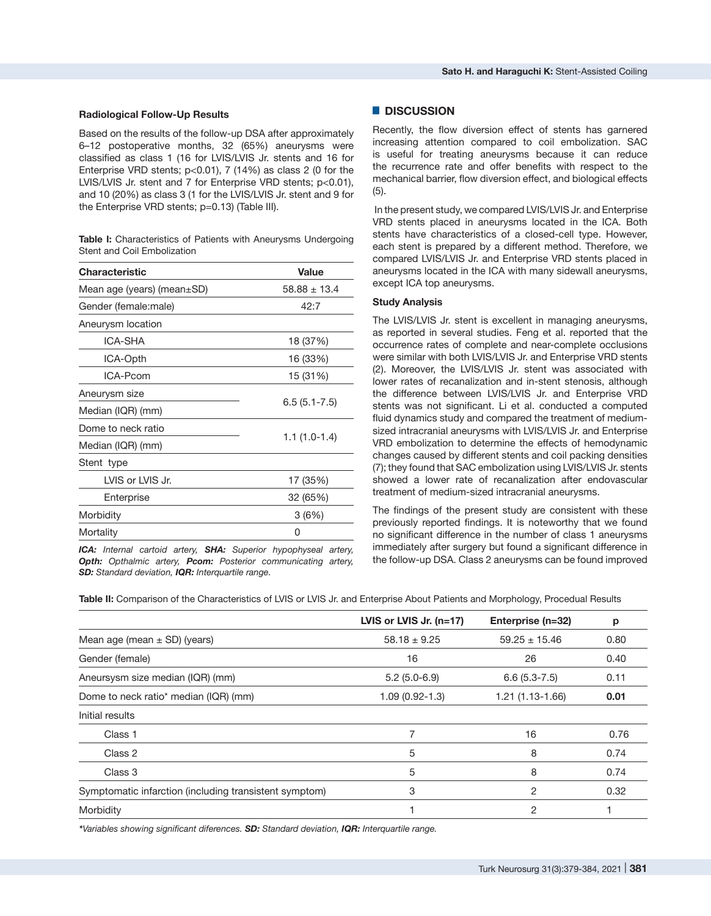#### Radiological Follow-Up Results

Based on the results of the follow-up DSA after approximately 6–12 postoperative months, 32 (65%) aneurysms were classified as class 1 (16 for LVIS/LVIS Jr. stents and 16 for Enterprise VRD stents; p<0.01), 7 (14%) as class 2 (0 for the LVIS/LVIS Jr. stent and 7 for Enterprise VRD stents; p<0.01), and 10 (20%) as class 3 (1 for the LVIS/LVIS Jr. stent and 9 for the Enterprise VRD stents; p=0.13) (Table III).

**Table I:** Characteristics of Patients with Aneurysms Undergoing Stent and Coil Embolization

| Characteristic | Value |
|---|---|
| Mean age (years) (mean±SD) | 58.88 ± 13.4 |
| Gender (female:male) | 42:7 |
| Aneurysm location | |
| ICA-SHA | 18 (37%) |
| ICA-Opth | 16 (33%) |
| ICA-Pcom | 15 (31%) |
| Aneurysm size Median (IQR) (mm) | 6.5 (5.1-7.5) |
| Dome to neck ratio Median (IQR) (mm) | 1.1 (1.0-1.4) |
| Stent type | |
| LVIS or LVIS Jr. | 17 (35%) |
| Enterprise | 32 (65%) |
| Morbidity | 3 (6%) |
| Mortality | 0 |

*ICA: Internal cartoid artery, SHA: Superior hypophyseal artery, Opth: Opthalmic artery, Pcom: Posterior communicating artery, SD: Standard deviation, IQR: Interquartile range.*

## DISCUSSION

Recently, the flow diversion effect of stents has garnered increasing attention compared to coil embolization. SAC is useful for treating aneurysms because it can reduce the recurrence rate and offer benefits with respect to the mechanical barrier, flow diversion effect, and biological effects (5).

In the present study, we compared LVIS/LVIS Jr. and Enterprise VRD stents placed in aneurysms located in the ICA. Both stents have characteristics of a closed-cell type. However, each stent is prepared by a different method. Therefore, we compared LVIS/LVIS Jr. and Enterprise VRD stents placed in aneurysms located in the ICA with many sidewall aneurysms, except ICA top aneurysms.

#### Study Analysis

The LVIS/LVIS Jr. stent is excellent in managing aneurysms, as reported in several studies. Feng et al. reported that the occurrence rates of complete and near-complete occlusions were similar with both LVIS/LVIS Jr. and Enterprise VRD stents (2). Moreover, the LVIS/LVIS Jr. stent was associated with lower rates of recanalization and in-stent stenosis, although the difference between LVIS/LVIS Jr. and Enterprise VRD stents was not significant. Li et al. conducted a computed fluid dynamics study and compared the treatment of medium-sized intracranial aneurysms with LVIS/LVIS Jr. and Enterprise VRD embolization to determine the effects of hemodynamic changes caused by different stents and coil packing densities (7); they found that SAC embolization using LVIS/LVIS Jr. stents showed a lower rate of recanalization after endovascular treatment of medium-sized intracranial aneurysms.

The findings of the present study are consistent with these previously reported findings. It is noteworthy that we found no significant difference in the number of class 1 aneurysms immediately after surgery but found a significant difference in the follow-up DSA. Class 2 aneurysms can be found improved

**Table II:** Comparison of the Characteristics of LVIS or LVIS Jr. and Enterprise About Patients and Morphology, Procedual Results

| | LVIS or LVIS Jr. (n=17) | Enterprise (n=32) | p |
|---|---|---|---|
| Mean age (mean ± SD) (years) | 58.18 ± 9.25 | 59.25 ± 15.46 | 0.80 |
| Gender (female) | 16 | 26 | 0.40 |
| Aneursysm size median (IQR) (mm) | 5.2 (5.0-6.9) | 6.6 (5.3-7.5) | 0.11 |
| Dome to neck ratio* median (IQR) (mm) | 1.09 (0.92-1.3) | 1.21 (1.13-1.66) | **0.01** |
| Initial results | | | |
| Class 1 | 7 | 16 | 0.76 |
| Class 2 | 5 | 8 | 0.74 |
| Class 3 | 5 | 8 | 0.74 |
| Symptomatic infarction (including transistent symptom) | 3 | 2 | 0.32 |
| Morbidity | 1 | 2 | 1 |

*\*Variables showing significant diferences. SD: Standard deviation, IQR: Interquartile range.*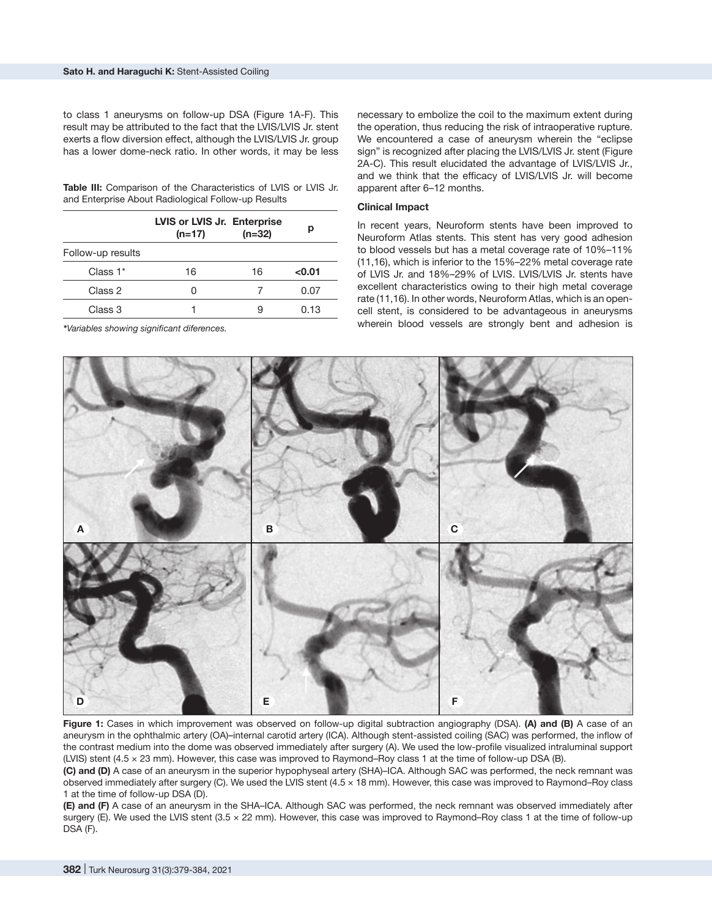to class 1 aneurysms on follow-up DSA (Figure 1A-F). This result may be attributed to the fact that the LVIS/LVIS Jr. stent exerts a flow diversion effect, although the LVIS/LVIS Jr. group has a lower dome-neck ratio. In other words, it may be less necessary to embolize the coil to the maximum extent during the operation, thus reducing the risk of intraoperative rupture. We encountered a case of aneurysm wherein the "eclipse sign" is recognized after placing the LVIS/LVIS Jr. stent (Figure 2A-C). This result elucidated the advantage of LVIS/LVIS Jr., and we think that the efficacy of LVIS/LVIS Jr. will become apparent after 6–12 months.

**Table III:** Comparison of the Characteristics of LVIS or LVIS Jr. and Enterprise About Radiological Follow-up Results

| | LVIS or LVIS Jr. (n=17) | Enterprise (n=32) | p |
|---|---|---|---|
| Follow-up results | | | |
| Class 1* | 16 | 16 | **<0.01** |
| Class 2 | 0 | 7 | 0.07 |
| Class 3 | 1 | 9 | 0.13 |

*\*Variables showing significant diferences.*

### Clinical Impact

In recent years, Neuroform stents have been improved to Neuroform Atlas stents. This stent has very good adhesion to blood vessels but has a metal coverage rate of 10%–11% (11,16), which is inferior to the 15%–22% metal coverage rate of LVIS Jr. and 18%–29% of LVIS. LVIS/LVIS Jr. stents have excellent characteristics owing to their high metal coverage rate (11,16). In other words, Neuroform Atlas, which is an open-cell stent, is considered to be advantageous in aneurysms wherein blood vessels are strongly bent and adhesion is

**Figure 1:** Cases in which improvement was observed on follow-up digital subtraction angiography (DSA). **(A) and (B)** A case of an aneurysm in the ophthalmic artery (OA)–internal carotid artery (ICA). Although stent-assisted coiling (SAC) was performed, the inflow of the contrast medium into the dome was observed immediately after surgery (A). We used the low-profile visualized intraluminal support (LVIS) stent (4.5 × 23 mm). However, this case was improved to Raymond–Roy class 1 at the time of follow-up DSA (B).
**(C) and (D)** A case of an aneurysm in the superior hypophyseal artery (SHA)–ICA. Although SAC was performed, the neck remnant was observed immediately after surgery (C). We used the LVIS stent (4.5 × 18 mm). However, this case was improved to Raymond–Roy class 1 at the time of follow-up DSA (D).
**(E) and (F)** A case of an aneurysm in the SHA–ICA. Although SAC was performed, the neck remnant was observed immediately after surgery (E). We used the LVIS stent (3.5 × 22 mm). However, this case was improved to Raymond–Roy class 1 at the time of follow-up DSA (F).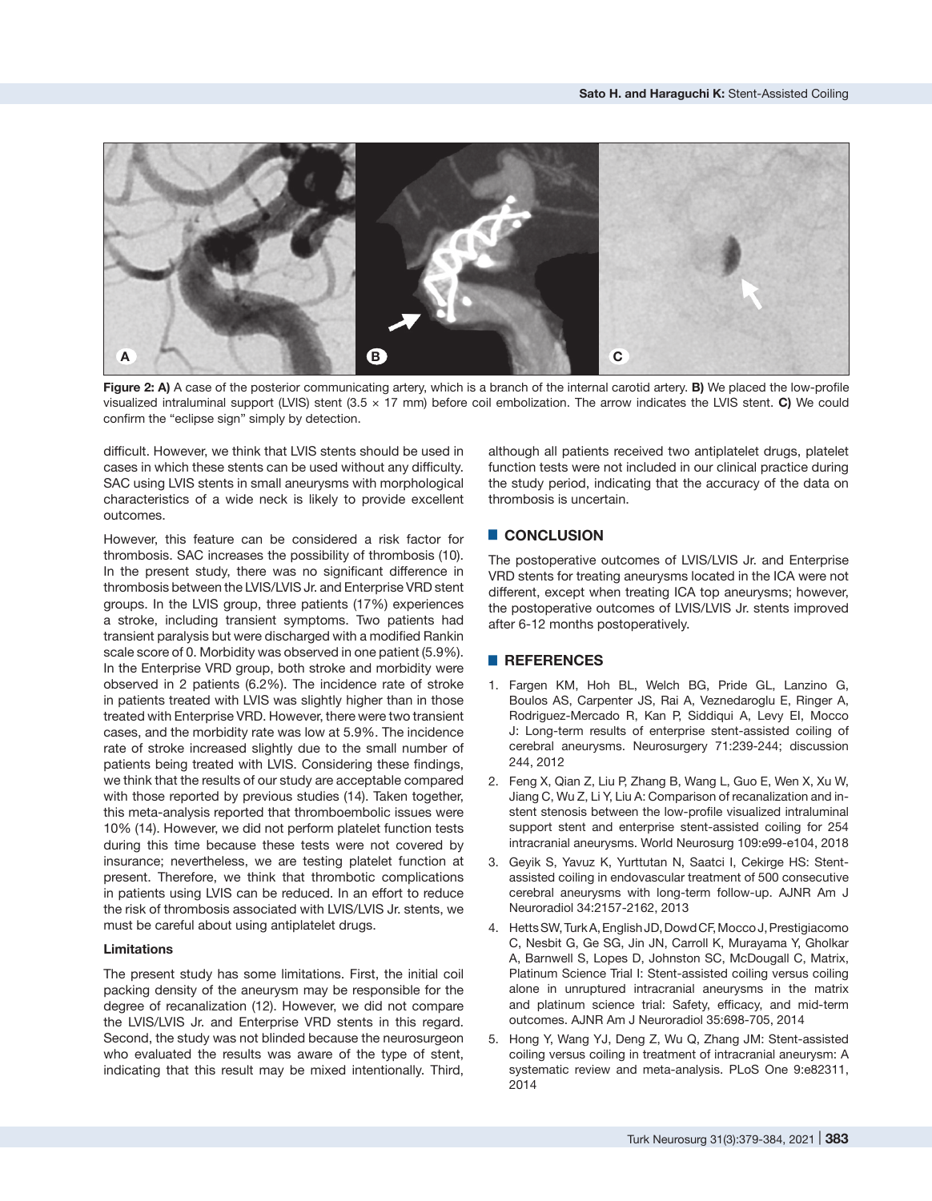**Figure 2: A)** A case of the posterior communicating artery, which is a branch of the internal carotid artery. **B)** We placed the low-profile visualized intraluminal support (LVIS) stent (3.5 × 17 mm) before coil embolization. The arrow indicates the LVIS stent. **C)** We could confirm the "eclipse sign" simply by detection.

difficult. However, we think that LVIS stents should be used in cases in which these stents can be used without any difficulty. SAC using LVIS stents in small aneurysms with morphological characteristics of a wide neck is likely to provide excellent outcomes.

However, this feature can be considered a risk factor for thrombosis. SAC increases the possibility of thrombosis (10). In the present study, there was no significant difference in thrombosis between the LVIS/LVIS Jr. and Enterprise VRD stent groups. In the LVIS group, three patients (17%) experiences a stroke, including transient symptoms. Two patients had transient paralysis but were discharged with a modified Rankin scale score of 0. Morbidity was observed in one patient (5.9%). In the Enterprise VRD group, both stroke and morbidity were observed in 2 patients (6.2%). The incidence rate of stroke in patients treated with LVIS was slightly higher than in those treated with Enterprise VRD. However, there were two transient cases, and the morbidity rate was low at 5.9%. The incidence rate of stroke increased slightly due to the small number of patients being treated with LVIS. Considering these findings, we think that the results of our study are acceptable compared with those reported by previous studies (14). Taken together, this meta-analysis reported that thromboembolic issues were 10% (14). However, we did not perform platelet function tests during this time because these tests were not covered by insurance; nevertheless, we are testing platelet function at present. Therefore, we think that thrombotic complications in patients using LVIS can be reduced. In an effort to reduce the risk of thrombosis associated with LVIS/LVIS Jr. stents, we must be careful about using antiplatelet drugs.

### Limitations

The present study has some limitations. First, the initial coil packing density of the aneurysm may be responsible for the degree of recanalization (12). However, we did not compare the LVIS/LVIS Jr. and Enterprise VRD stents in this regard. Second, the study was not blinded because the neurosurgeon who evaluated the results was aware of the type of stent, indicating that this result may be mixed intentionally. Third, although all patients received two antiplatelet drugs, platelet function tests were not included in our clinical practice during the study period, indicating that the accuracy of the data on thrombosis is uncertain.

## CONCLUSION

The postoperative outcomes of LVIS/LVIS Jr. and Enterprise VRD stents for treating aneurysms located in the ICA were not different, except when treating ICA top aneurysms; however, the postoperative outcomes of LVIS/LVIS Jr. stents improved after 6-12 months postoperatively.

## REFERENCES

1. Fargen KM, Hoh BL, Welch BG, Pride GL, Lanzino G, Boulos AS, Carpenter JS, Rai A, Veznedaroglu E, Ringer A, Rodriguez-Mercado R, Kan P, Siddiqui A, Levy EI, Mocco J: Long-term results of enterprise stent-assisted coiling of cerebral aneurysms. Neurosurgery 71:239-244; discussion 244, 2012
2. Feng X, Qian Z, Liu P, Zhang B, Wang L, Guo E, Wen X, Xu W, Jiang C, Wu Z, Li Y, Liu A: Comparison of recanalization and in-stent stenosis between the low-profile visualized intraluminal support stent and enterprise stent-assisted coiling for 254 intracranial aneurysms. World Neurosurg 109:e99-e104, 2018
3. Geyik S, Yavuz K, Yurttutan N, Saatci I, Cekirge HS: Stent-assisted coiling in endovascular treatment of 500 consecutive cerebral aneurysms with long-term follow-up. AJNR Am J Neuroradiol 34:2157-2162, 2013
4. Hetts SW, Turk A, English JD, Dowd CF, Mocco J, Prestigiacomo C, Nesbit G, Ge SG, Jin JN, Carroll K, Murayama Y, Gholkar A, Barnwell S, Lopes D, Johnston SC, McDougall C, Matrix, Platinum Science Trial I: Stent-assisted coiling versus coiling alone in unruptured intracranial aneurysms in the matrix and platinum science trial: Safety, efficacy, and mid-term outcomes. AJNR Am J Neuroradiol 35:698-705, 2014
5. Hong Y, Wang YJ, Deng Z, Wu Q, Zhang JM: Stent-assisted coiling versus coiling in treatment of intracranial aneurysm: A systematic review and meta-analysis. PLoS One 9:e82311, 2014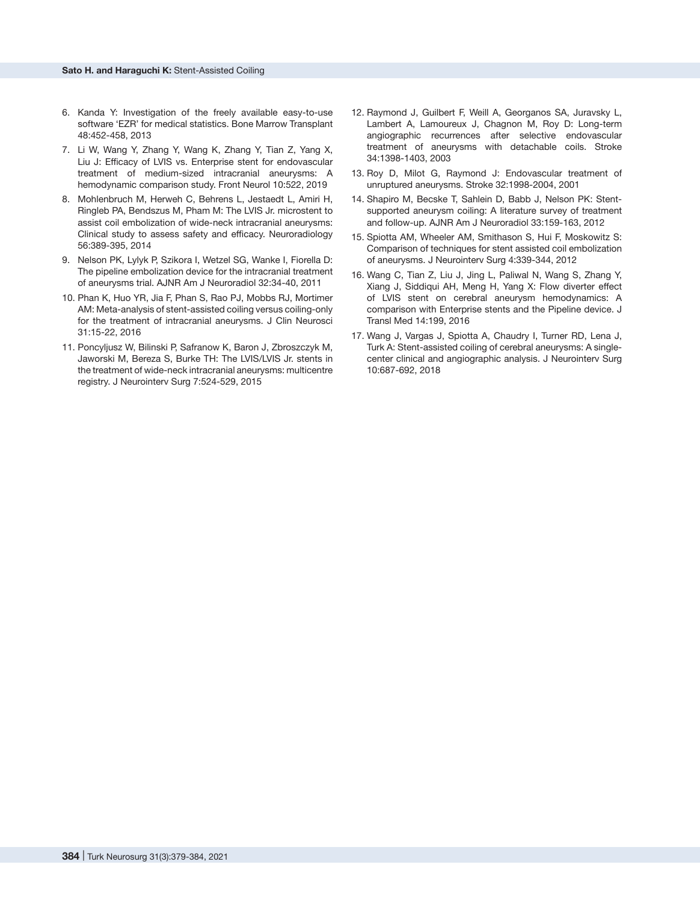6. Kanda Y: Investigation of the freely available easy-to-use software 'EZR' for medical statistics. Bone Marrow Transplant 48:452-458, 2013
7. Li W, Wang Y, Zhang Y, Wang K, Zhang Y, Tian Z, Yang X, Liu J: Efficacy of LVIS vs. Enterprise stent for endovascular treatment of medium-sized intracranial aneurysms: A hemodynamic comparison study. Front Neurol 10:522, 2019
8. Mohlenbruch M, Herweh C, Behrens L, Jestaedt L, Amiri H, Ringleb PA, Bendszus M, Pham M: The LVIS Jr. microstent to assist coil embolization of wide-neck intracranial aneurysms: Clinical study to assess safety and efficacy. Neuroradiology 56:389-395, 2014
9. Nelson PK, Lylyk P, Szikora I, Wetzel SG, Wanke I, Fiorella D: The pipeline embolization device for the intracranial treatment of aneurysms trial. AJNR Am J Neuroradiol 32:34-40, 2011
10. Phan K, Huo YR, Jia F, Phan S, Rao PJ, Mobbs RJ, Mortimer AM: Meta-analysis of stent-assisted coiling versus coiling-only for the treatment of intracranial aneurysms. J Clin Neurosci 31:15-22, 2016
11. Poncyljusz W, Bilinski P, Safranow K, Baron J, Zbroszczyk M, Jaworski M, Bereza S, Burke TH: The LVIS/LVIS Jr. stents in the treatment of wide-neck intracranial aneurysms: multicentre registry. J Neurointerv Surg 7:524-529, 2015
12. Raymond J, Guilbert F, Weill A, Georganos SA, Juravsky L, Lambert A, Lamoureux J, Chagnon M, Roy D: Long-term angiographic recurrences after selective endovascular treatment of aneurysms with detachable coils. Stroke 34:1398-1403, 2003
13. Roy D, Milot G, Raymond J: Endovascular treatment of unruptured aneurysms. Stroke 32:1998-2004, 2001
14. Shapiro M, Becske T, Sahlein D, Babb J, Nelson PK: Stent-supported aneurysm coiling: A literature survey of treatment and follow-up. AJNR Am J Neuroradiol 33:159-163, 2012
15. Spiotta AM, Wheeler AM, Smithason S, Hui F, Moskowitz S: Comparison of techniques for stent assisted coil embolization of aneurysms. J Neurointerv Surg 4:339-344, 2012
16. Wang C, Tian Z, Liu J, Jing L, Paliwal N, Wang S, Zhang Y, Xiang J, Siddiqui AH, Meng H, Yang X: Flow diverter effect of LVIS stent on cerebral aneurysm hemodynamics: A comparison with Enterprise stents and the Pipeline device. J Transl Med 14:199, 2016
17. Wang J, Vargas J, Spiotta A, Chaudry I, Turner RD, Lena J, Turk A: Stent-assisted coiling of cerebral aneurysms: A single-center clinical and angiographic analysis. J Neurointerv Surg 10:687-692, 2018